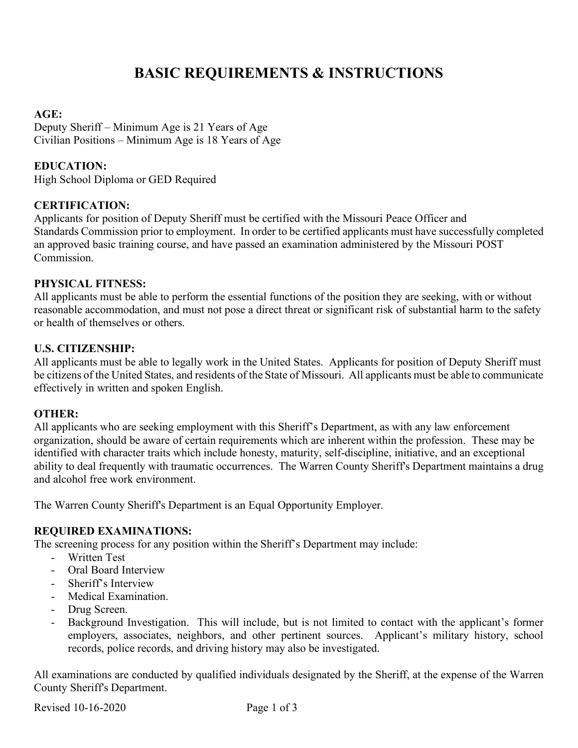# BASIC REQUIREMENTS & INSTRUCTIONS

**AGE:**
Deputy Sheriff – Minimum Age is 21 Years of Age
Civilian Positions – Minimum Age is 18 Years of Age

**EDUCATION:**
High School Diploma or GED Required

**CERTIFICATION:**
Applicants for position of Deputy Sheriff must be certified with the Missouri Peace Officer and Standards Commission prior to employment. In order to be certified applicants must have successfully completed an approved basic training course, and have passed an examination administered by the Missouri POST Commission.

**PHYSICAL FITNESS:**
All applicants must be able to perform the essential functions of the position they are seeking, with or without reasonable accommodation, and must not pose a direct threat or significant risk of substantial harm to the safety or health of themselves or others.

**U.S. CITIZENSHIP:**
All applicants must be able to legally work in the United States. Applicants for position of Deputy Sheriff must be citizens of the United States, and residents of the State of Missouri. All applicants must be able to communicate effectively in written and spoken English.

**OTHER:**
All applicants who are seeking employment with this Sheriff's Department, as with any law enforcement organization, should be aware of certain requirements which are inherent within the profession. These may be identified with character traits which include honesty, maturity, self-discipline, initiative, and an exceptional ability to deal frequently with traumatic occurrences. The Warren County Sheriff's Department maintains a drug and alcohol free work environment.

The Warren County Sheriff's Department is an Equal Opportunity Employer.

**REQUIRED EXAMINATIONS:**
The screening process for any position within the Sheriff's Department may include:

- Written Test
- Oral Board Interview
- Sheriff's Interview
- Medical Examination.
- Drug Screen.
- Background Investigation. This will include, but is not limited to contact with the applicant's former employers, associates, neighbors, and other pertinent sources. Applicant's military history, school records, police records, and driving history may also be investigated.

All examinations are conducted by qualified individuals designated by the Sheriff, at the expense of the Warren County Sheriff's Department.

Revised 10-16-2020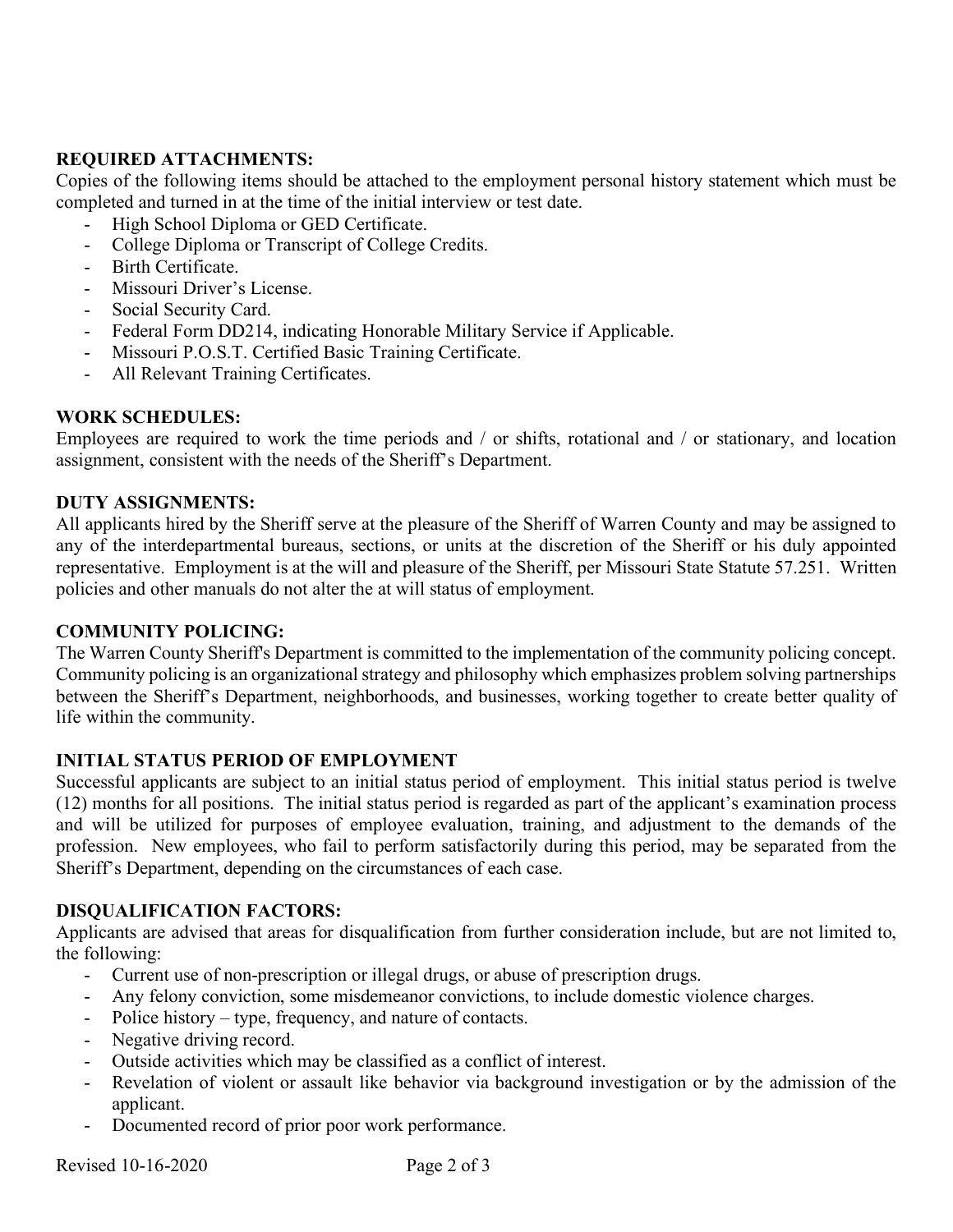**REQUIRED ATTACHMENTS:**

Copies of the following items should be attached to the employment personal history statement which must be completed and turned in at the time of the initial interview or test date.

- High School Diploma or GED Certificate.
- College Diploma or Transcript of College Credits.
- Birth Certificate.
- Missouri Driver's License.
- Social Security Card.
- Federal Form DD214, indicating Honorable Military Service if Applicable.
- Missouri P.O.S.T. Certified Basic Training Certificate.
- All Relevant Training Certificates.

**WORK SCHEDULES:**

Employees are required to work the time periods and / or shifts, rotational and / or stationary, and location assignment, consistent with the needs of the Sheriff's Department.

**DUTY ASSIGNMENTS:**

All applicants hired by the Sheriff serve at the pleasure of the Sheriff of Warren County and may be assigned to any of the interdepartmental bureaus, sections, or units at the discretion of the Sheriff or his duly appointed representative. Employment is at the will and pleasure of the Sheriff, per Missouri State Statute 57.251. Written policies and other manuals do not alter the at will status of employment.

**COMMUNITY POLICING:**

The Warren County Sheriff's Department is committed to the implementation of the community policing concept. Community policing is an organizational strategy and philosophy which emphasizes problem solving partnerships between the Sheriff's Department, neighborhoods, and businesses, working together to create better quality of life within the community.

**INITIAL STATUS PERIOD OF EMPLOYMENT**

Successful applicants are subject to an initial status period of employment. This initial status period is twelve (12) months for all positions. The initial status period is regarded as part of the applicant's examination process and will be utilized for purposes of employee evaluation, training, and adjustment to the demands of the profession. New employees, who fail to perform satisfactorily during this period, may be separated from the Sheriff's Department, depending on the circumstances of each case.

**DISQUALIFICATION FACTORS:**

Applicants are advised that areas for disqualification from further consideration include, but are not limited to, the following:

- Current use of non-prescription or illegal drugs, or abuse of prescription drugs.
- Any felony conviction, some misdemeanor convictions, to include domestic violence charges.
- Police history – type, frequency, and nature of contacts.
- Negative driving record.
- Outside activities which may be classified as a conflict of interest.
- Revelation of violent or assault like behavior via background investigation or by the admission of the applicant.
- Documented record of prior poor work performance.

Revised 10-16-2020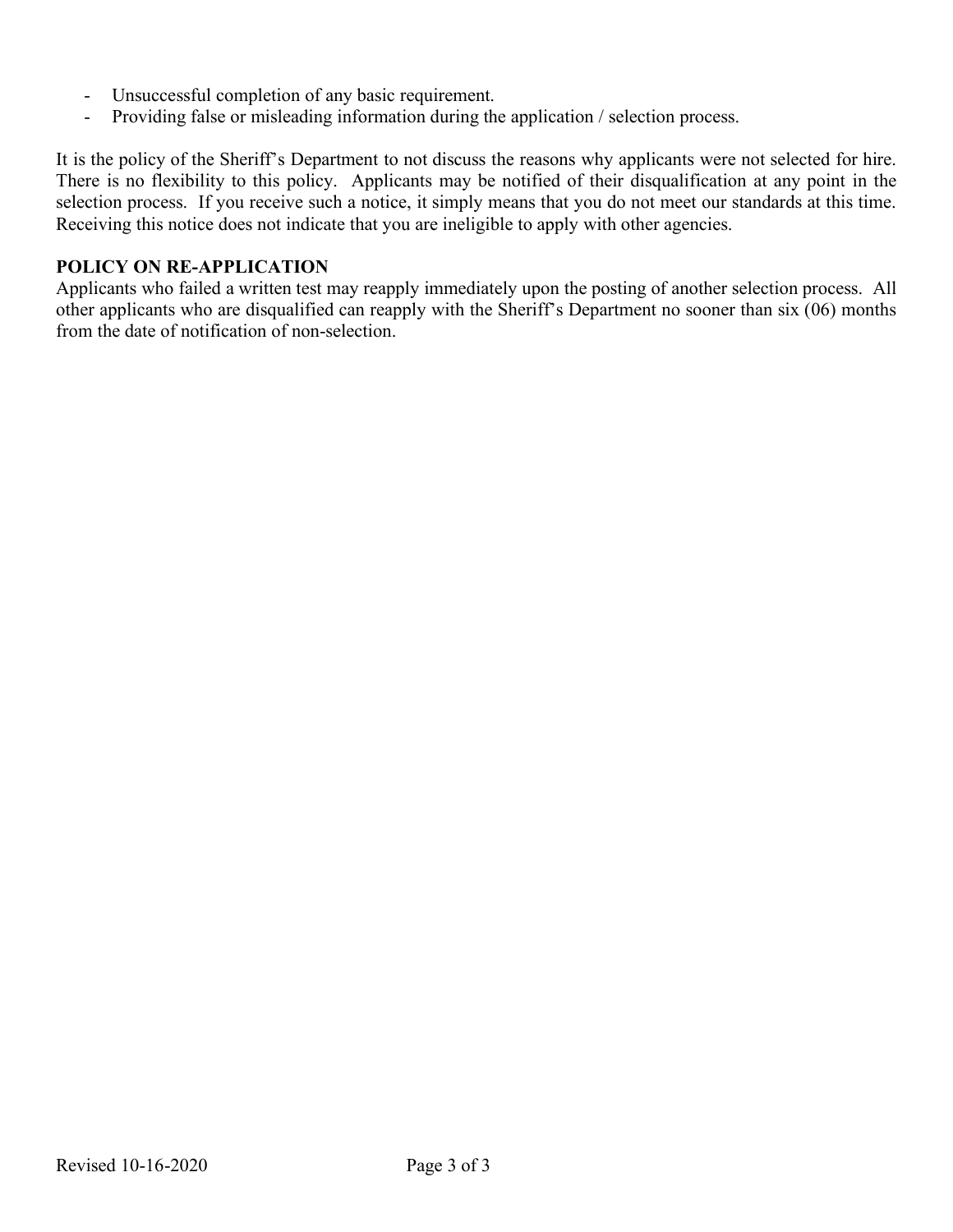- Unsuccessful completion of any basic requirement.
- Providing false or misleading information during the application / selection process.

It is the policy of the Sheriff's Department to not discuss the reasons why applicants were not selected for hire. There is no flexibility to this policy. Applicants may be notified of their disqualification at any point in the selection process. If you receive such a notice, it simply means that you do not meet our standards at this time. Receiving this notice does not indicate that you are ineligible to apply with other agencies.

**POLICY ON RE-APPLICATION**

Applicants who failed a written test may reapply immediately upon the posting of another selection process. All other applicants who are disqualified can reapply with the Sheriff's Department no sooner than six (06) months from the date of notification of non-selection.

Revised 10-16-2020